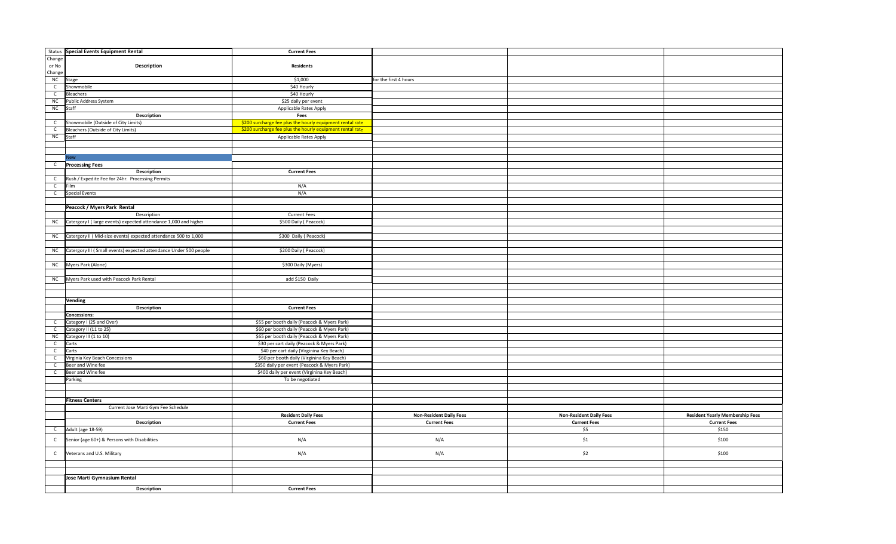| Status | Special Events Equipment Rental | Current Fees | | | |
|---|---|---|---|---|---|
| Change or No Change | Description | Residents | | | |
| NC | Stage | $1,000 | for the first 4 hours | | |
| C | Showmobile | $40 Hourly | | | |
| C | Bleachers | $40 Hourly | | | |
| NC | Public Address System | $25 daily per event | | | |
| NC | Staff | Applicable Rates Apply | | | |
| | Description | Fees | | | |
| C | Showmobile (Outside of City Limits) | $200 surcharge fee plus the hourly equipment rental rate | | | |
| C | Bleachers (Outside of City Limits) | $200 surcharge fee plus the hourly equipment rental rate | | | |
| NC | Staff | Applicable Rates Apply | | | |
| | | | | | |
| | | | | | |
| | New | | | | |
| C | **Processing Fees** | | | | |
| | Description | Current Fees | | | |
| C | Rush / Expedite Fee for 24hr. Processing Permits | | | | |
| C | Film | N/A | | | |
| C | Special Events | N/A | | | |
| | | | | | |
| | **Peacock / Myers Park Rental** | | | | |
| | Description | Current Fees | | | |
| NC | Catergory I ( large events) expected attendance 1,000 and higher | $500 Daily ( Peacock) | | | |
| | | | | | |
| NC | Catergory II ( Mid-size events) expected attendance 500 to 1,000 | $300 Daily ( Peacock) | | | |
| | | | | | |
| NC | Catergory III ( Small events) expected attendance Under 500 people | $200 Daily ( Peacock) | | | |
| | | | | | |
| NC | Myers Park (Alone) | $300 Daily (Myers) | | | |
| | | | | | |
| NC | Myers Park used with Peacock Park Rental | add $150 Daily | | | |
| | | | | | |
| | | | | | |
| | **Vending** | | | | |
| | Description | Current Fees | | | |
| | **Concessions:** | | | | |
| C | Category I (25 and Over) | $55 per booth daily (Peacock & Myers Park) | | | |
| C | Category II (11 to 25) | $60 per booth daily (Peacock & Myers Park) | | | |
| NC | Category III (1 to 10) | $65 per booth daily (Peacock & Myers Park) | | | |
| C | Carts | $30 per cart daily (Peacock & Myers Park) | | | |
| C | Carts | $40 per cart daily (Virginina Key Beach) | | | |
| C | Virginia Key Beach Concessions | $60 per booth daily (Virginina Key Beach) | | | |
| C | Beer and Wine fee | $350 daily per event (Peacock & Myers Park) | | | |
| C | Beer and Wine fee | $400 daily per event (Virginina Key Beach) | | | |
| | Parking | To be negotiated | | | |
| | | | | | |
| | | | | | |
| | **Fitness Centers** | | | | |
| | Current Jose Marti Gym Fee Schedule | | | | |
| | | Resident Daily Fees | Non-Resident Daily Fees | Non-Resident Daily Fees | Resident Yearly Membership Fees |
| | Description | Current Fees | Current Fees | Current Fees | Current Fees |
| C | Adult (age 18-59) | | | $5 | $150 |
| C | Senior (age 60+) & Persons with Disabilities | N/A | N/A | $1 | $100 |
| C | Veterans and U.S. Military | N/A | N/A | $2 | $100 |
| | | | | | |
| | | | | | |
| | **Jose Marti Gymnasium Rental** | | | | |
| | Description | Current Fees | | | |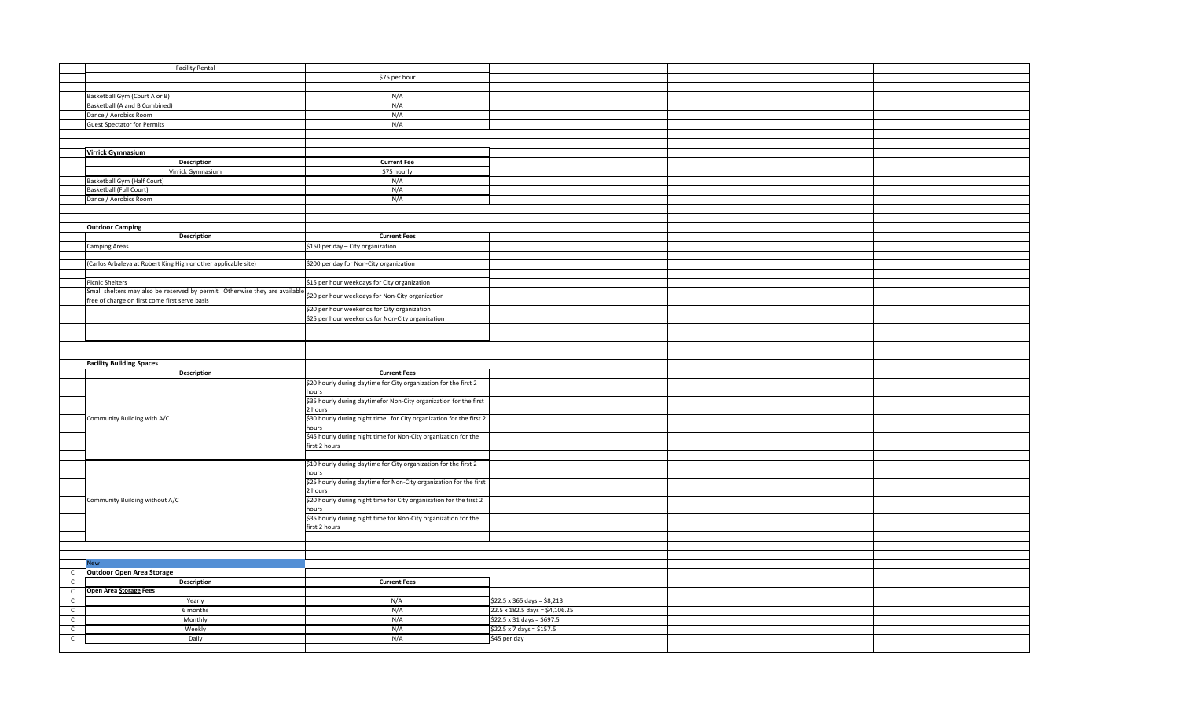| | | | | | |
|---|---|---|---|---|---|
| | Facility Rental | | | | |
| | | $75 per hour | | | |
| | Basketball Gym (Court A or B) | N/A | | | |
| | Basketball (A and B Combined) | N/A | | | |
| | Dance / Aerobics Room | N/A | | | |
| | Guest Spectator for Permits | N/A | | | |
| | **Virrick Gymnasium** | | | | |
| | **Description** | **Current Fee** | | | |
| | Virrick Gymnasium | $75 hourly | | | |
| | Basketball Gym (Half Court) | N/A | | | |
| | Basketball (Full Court) | N/A | | | |
| | Dance / Aerobics Room | N/A | | | |
| | **Outdoor Camping** | | | | |
| | **Description** | **Current Fees** | | | |
| | Camping Areas | $150 per day – City organization | | | |
| | (Carlos Arbaleya at Robert King High or other applicable site) | $200 per day for Non-City organization | | | |
| | Picnic Shelters | $15 per hour weekdays for City organization | | | |
| | Small shelters may also be reserved by permit. Otherwise they are available free of charge on first come first serve basis | $20 per hour weekdays for Non-City organization | | | |
| | | $20 per hour weekends for City organization | | | |
| | | $25 per hour weekends for Non-City organization | | | |
| | **Facility Building Spaces** | | | | |
| | **Description** | **Current Fees** | | | |
| | Community Building with A/C | $20 hourly during daytime for City organization for the first 2 hours | | | |
| | | $35 hourly during daytimefor Non-City organization for the first 2 hours | | | |
| | | $30 hourly during night time for City organization for the first 2 hours | | | |
| | | $45 hourly during night time for Non-City organization for the first 2 hours | | | |
| | Community Building without A/C | $10 hourly during daytime for City organization for the first 2 hours | | | |
| | | $25 hourly during daytime for Non-City organization for the first 2 hours | | | |
| | | $20 hourly during night time for City organization for the first 2 hours | | | |
| | | $35 hourly during night time for Non-City organization for the first 2 hours | | | |
| | New | | | | |
| C | **Outdoor Open Area Storage** | | | | |
| C | **Description** | **Current Fees** | | | |
| C | **Open Area Storage Fees** | | | | |
| C | Yearly | N/A | $22.5 x 365 days = $8,213 | | |
| C | 6 months | N/A | 22.5 x 182.5 days = $4,106.25 | | |
| C | Monthly | N/A | $22.5 x 31 days = $697.5 | | |
| C | Weekly | N/A | $22.5 x 7 days = $157.5 | | |
| C | Daily | N/A | $45 per day | | |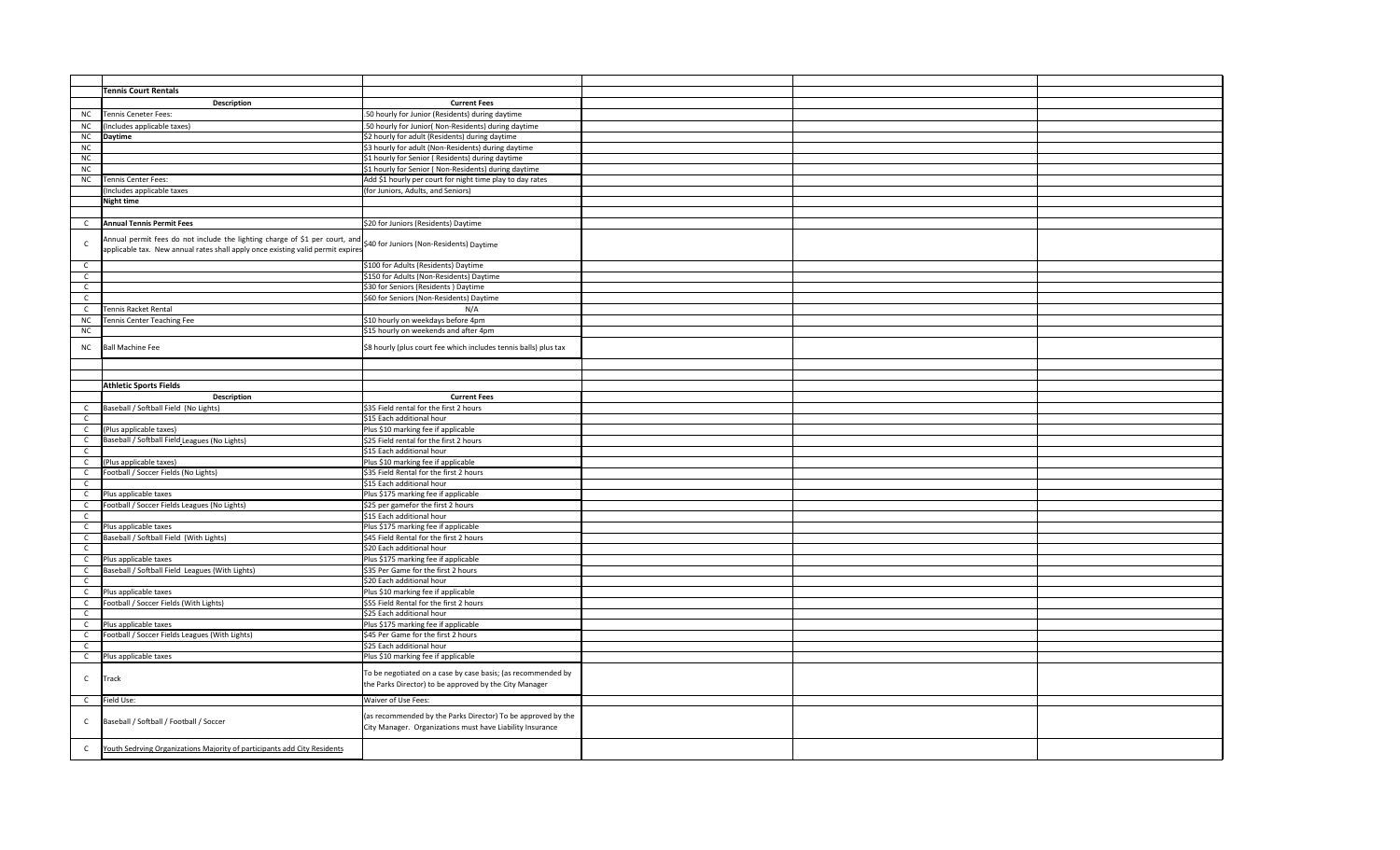| | **Tennis Court Rentals** | | | | |
|---|---|---|---|---|---|
| | **Description** | **Current Fees** | | | |
| NC | Tennis Ceneter Fees: | .50 hourly for Junior (Residents) during daytime | | | |
| NC | (Includes applicable taxes) | .50 hourly for Junior( Non-Residents) during daytime | | | |
| NC | **Daytime** | $2 hourly for adult (Residents) during daytime | | | |
| NC | | $3 hourly for adult (Non-Residents) during daytime | | | |
| NC | | $1 hourly for Senior ( Residents) during daytime | | | |
| NC | | $1 hourly for Senior ( Non-Residents) during daytime | | | |
| NC | Tennis Center Fees: | Add $1 hourly per court for night time play to day rates | | | |
| | (Includes applicable taxes | (for Juniors, Adults, and Seniors) | | | |
| | **Night time** | | | | |
| | | | | | |
| C | **Annual Tennis Permit Fees** | $20 for Juniors (Residents) Daytime | | | |
| C | Annual permit fees do not include the lighting charge of $1 per court, and applicable tax. New annual rates shall apply once existing valid permit expires | $40 for Juniors (Non-Residents) Daytime | | | |
| C | | $100 for Adults (Residents) Daytime | | | |
| C | | $150 for Adults (Non-Residents) Daytime | | | |
| C | | $30 for Seniors (Residents ) Daytime | | | |
| C | | $60 for Seniors (Non-Residents) Daytime | | | |
| C | Tennis Racket Rental | N/A | | | |
| NC | Tennis Center Teaching Fee | $10 hourly on weekdays before 4pm | | | |
| NC | | $15 hourly on weekends and after 4pm | | | |
| NC | Ball Machine Fee | $8 hourly (plus court fee which includes tennis balls) plus tax | | | |
| | | | | | |
| | | | | | |
| | **Athletic Sports Fields** | | | | |
| | **Description** | **Current Fees** | | | |
| C | Baseball / Softball Field (No Lights) | $35 Field rental for the first 2 hours | | | |
| C | | $15 Each additional hour | | | |
| C | (Plus applicable taxes) | Plus $10 marking fee if applicable | | | |
| C | Baseball / Softball Field Leagues (No Lights) | $25 Field rental for the first 2 hours | | | |
| C | | $15 Each additional hour | | | |
| C | (Plus applicable taxes) | Plus $10 marking fee if applicable | | | |
| C | Football / Soccer Fields (No Lights) | $35 Field Rental for the first 2 hours | | | |
| C | | $15 Each additional hour | | | |
| C | Plus applicable taxes | Plus $175 marking fee if applicable | | | |
| C | Football / Soccer Fields Leagues (No Lights) | $25 per gamefor the first 2 hours | | | |
| C | | $15 Each additional hour | | | |
| C | Plus applicable taxes | Plus $175 marking fee if applicable | | | |
| C | Baseball / Softball Field (With Lights) | $45 Field Rental for the first 2 hours | | | |
| C | | $20 Each additional hour | | | |
| C | Plus applicable taxes | Plus $175 marking fee if applicable | | | |
| C | Baseball / Softball Field Leagues (With Lights) | $35 Per Game for the first 2 hours | | | |
| C | | $20 Each additional hour | | | |
| C | Plus applicable taxes | Plus $10 marking fee if applicable | | | |
| C | Football / Soccer Fields (With Lights) | $55 Field Rental for the first 2 hours | | | |
| C | | $25 Each additional hour | | | |
| C | Plus applicable taxes | Plus $175 marking fee if applicable | | | |
| C | Football / Soccer Fields Leagues (With Lights) | $45 Per Game for the first 2 hours | | | |
| C | | $25 Each additional hour | | | |
| C | Plus applicable taxes | Plus $10 marking fee if applicable | | | |
| C | Track | To be negotiated on a case by case basis; (as recommended by the Parks Director) to be approved by the City Manager | | | |
| C | Field Use: | Waiver of Use Fees: | | | |
| C | Baseball / Softball / Football / Soccer | (as recommended by the Parks Director) To be approved by the City Manager. Organizations must have Liability Insurance | | | |
| C | Youth Sedrving Organizations Majority of participants add City Residents | | | | |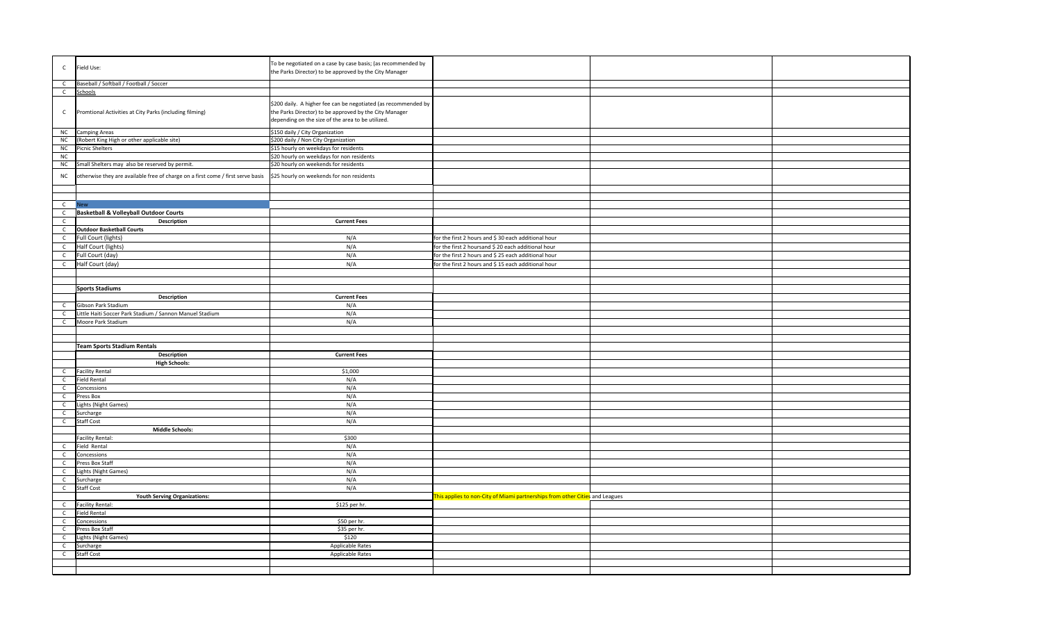| | | | | | |
|---|---|---|---|---|---|
| C | Field Use: | To be negotiated on a case by case basis; (as recommended by the Parks Director) to be approved by the City Manager | | | |
| C | Baseball / Softball / Football / Soccer | | | | |
| C | Schools | | | | |
| C | Promtional Activities at City Parks (including filming) | $200 daily. A higher fee can be negotiated (as recommended by the Parks Director) to be approved by the City Manager depending on the size of the area to be utilized. | | | |
| NC | Camping Areas | $150 daily / City Organization | | | |
| NC | (Robert King High or other applicable site) | $200 daily / Non City Organization | | | |
| NC | Picnic Shelters | $15 hourly on weekdays for residents | | | |
| NC | | $20 hourly on weekdays for non residents | | | |
| NC | Small Shelters may also be reserved by permit. | $20 hourly on weekends for residents | | | |
| NC | otherwise they are available free of charge on a first come / first serve basis | $25 hourly on weekends for non residents | | | |
| | | | | | |
| | | | | | |
| C | New | | | | |
| C | **Basketball & Volleyball Outdoor Courts** | | | | |
| C | **Description** | **Current Fees** | | | |
| C | **Outdoor Basketball Courts** | | | | |
| C | Full Court (lights) | N/A | for the first 2 hours and $ 30 each additional hour | | |
| C | Half Court (lights) | N/A | for the first 2 hoursand $ 20 each additional hour | | |
| C | Full Court (day) | N/A | for the first 2 hours and $ 25 each additional hour | | |
| C | Half Court (day) | N/A | for the first 2 hours and $ 15 each additional hour | | |
| | | | | | |
| | | | | | |
| | **Sports Stadiums** | | | | |
| | **Description** | **Current Fees** | | | |
| C | Gibson Park Stadium | N/A | | | |
| C | Little Haiti Soccer Park Stadium / Sannon Manuel Stadium | N/A | | | |
| C | Moore Park Stadium | N/A | | | |
| | | | | | |
| | | | | | |
| | **Team Sports Stadium Rentals** | | | | |
| | **Description** | **Current Fees** | | | |
| | **High Schools:** | | | | |
| C | Facility Rental | $1,000 | | | |
| C | Field Rental | N/A | | | |
| C | Concessions | N/A | | | |
| C | Press Box | N/A | | | |
| C | Lights (Night Games) | N/A | | | |
| C | Surcharge | N/A | | | |
| C | Staff Cost | N/A | | | |
| | **Middle Schools:** | | | | |
| | Facility Rental: | $300 | | | |
| C | Field Rental | N/A | | | |
| C | Concessions | N/A | | | |
| C | Press Box Staff | N/A | | | |
| C | Lights (Night Games) | N/A | | | |
| C | Surcharge | N/A | | | |
| C | Staff Cost | N/A | | | |
| | **Youth Serving Organizations:** | | This applies to non-City of Miami partnerships from other Cities and Leagues | | |
| C | Facility Rental: | $125 per hr. | | | |
| C | Field Rental | | | | |
| C | Concessions | $50 per hr. | | | |
| C | Press Box Staff | $35 per hr. | | | |
| C | Lights (Night Games) | $120 | | | |
| C | Surcharge | Applicable Rates | | | |
| C | Staff Cost | Applicable Rates | | | |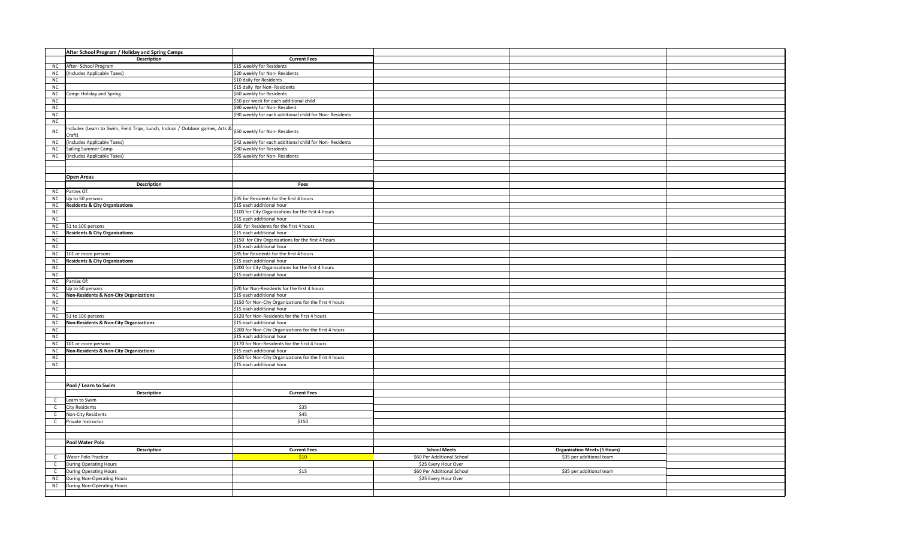| | After School Program / Holiday and Spring Camps | | | | |
|---|---|---|---|---|---|
| | **Description** | **Current Fees** | | | |
| NC | After- School Program | $15 weekly for Residents | | | |
| NC | (Includes Applicable Taxes) | $20 weekly for Non- Residents | | | |
| NC | | $10 daily for Residents | | | |
| NC | | $15 daily for Non- Residents | | | |
| NC | Camp: Holiday and Spring | $60 weekly for Residents | | | |
| NC | | $50 per week for each additional child | | | |
| NC | | $90 weekly for Non- Resident | | | |
| NC | | $90 weekly for each additional child for Non- Residents | | | |
| NC | | | | | |
| NC | Includes (Learn to Swim, Field Trips, Lunch, Indoor / Outdoor games, Arts & Craft) | $50 weekly for Non- Residents | | | |
| NC | (Includes Applicable Taxes) | $42 weekly for each additional child for Non- Residents | | | |
| NC | Sailing Summer Camp | $80 weekly for Residents | | | |
| NC | (Includes Applicable Taxes) | $95 weekly for Non- Residents | | | |

| | Open Areas | | | | |
|---|---|---|---|---|---|
| | **Description** | **Fees** | | | |
| NC | Parties Of: | | | | |
| NC | Up to 50 persons | $35 for Residents for the first 4 hours | | | |
| NC | **Residents & City Organizations** | $15 each additional hour | | | |
| NC | | $100 for City Organizations for the first 4 hours | | | |
| NC | | $15 each additional hour | | | |
| NC | 51 to 100 persons | $60 for Residents for the first 4 hours | | | |
| NC | **Residents & City Organizations** | $15 each additional hour | | | |
| NC | | $150 for City Organizations for the first 4 hours | | | |
| NC | | $15 each additional hour | | | |
| NC | 101 or more persons | $85 for Residents for the first 4 hours | | | |
| NC | **Residents & City Organizations** | $15 each additional hour | | | |
| NC | | $200 for City Organizations for the first 4 hours | | | |
| NC | | $15 each additional hour | | | |
| NC | Parties Of: | | | | |
| NC | Up to 50 persons | $70 for Non-Residents for the first 4 hours | | | |
| NC | **Non-Residents & Non-City Organizations** | $15 each additional hour | | | |
| NC | | $150 for Non-City Organizations for the first 4 hours | | | |
| NC | | $15 each additional hour | | | |
| NC | 51 to 100 persons | $120 for Non-Residents for the first 4 hours | | | |
| NC | **Non-Residents & Non-City Organizations** | $15 each additional hour | | | |
| NC | | $200 for Non-City Organizations for the first 4 hours | | | |
| NC | | $15 each additional hour | | | |
| NC | 101 or more persons | $170 for Non-Residents for the first 4 hours | | | |
| NC | **Non-Residents & Non-City Organizations** | $15 each additional hour | | | |
| NC | | $250 for Non-City Organizations for the first 4 hours | | | |
| NC | | $15 each additional hour | | | |

| | Pool / Learn to Swim | | | | |
|---|---|---|---|---|---|
| | **Description** | **Current Fees** | | | |
| C | Learn to Swim | | | | |
| C | City Residents | $35 | | | |
| C | Non-City Residents | $45 | | | |
| C | Private Instructor | $150 | | | |

| | Pool Water Polo | | | | |
|---|---|---|---|---|---|
| | **Description** | **Current Fees** | **School Meets** | **Organization Meets (5 Hours)** | |
| C | Water Polo Practice | $10 | $60 Per Additional School | $35 per additional team | |
| C | During Operating Hours | | $25 Every Hour Over | | |
| C | During Operating Hours | $15 | $60 Per Additional School | $35 per additional team | |
| NC | During Non-Operating Hours | | $25 Every Hour Over | | |
| NC | During Non-Operating Hours | | | | |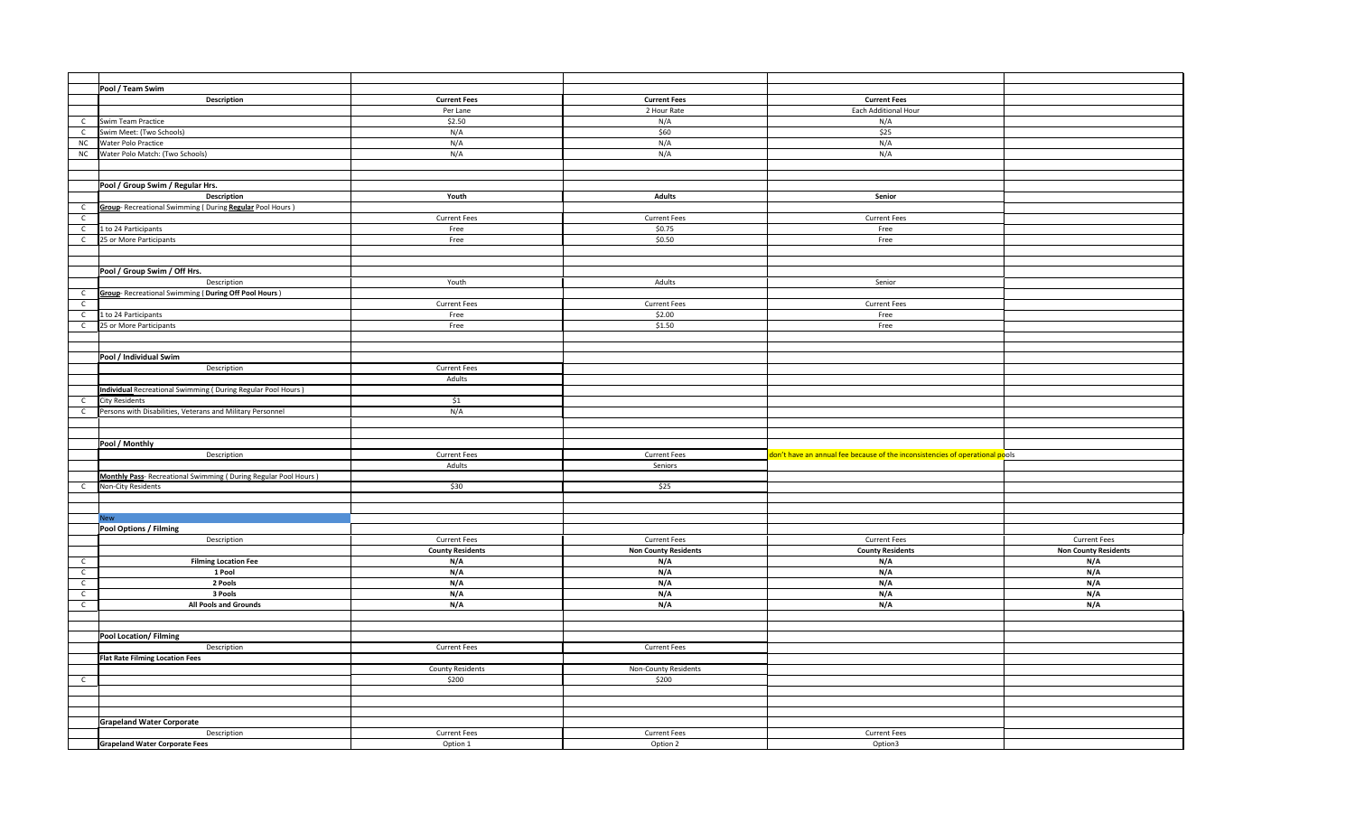## Pool / Team Swim

| | Description | Current Fees | Current Fees | Current Fees |
|---|---|---|---|---|
| | | Per Lane | 2 Hour Rate | Each Additional Hour |
| C | Swim Team Practice | $2.50 | N/A | N/A |
| C | Swim Meet: (Two Schools) | N/A | $60 | $25 |
| NC | Water Polo Practice | N/A | N/A | N/A |
| NC | Water Polo Match: (Two Schools) | N/A | N/A | N/A |

## Pool / Group Swim / Regular Hrs.

| | Description | Youth | Adults | Senior |
|---|---|---|---|---|
| C | **Group**- Recreational Swimming ( During **Regular** Pool Hours ) | | | |
| C | | Current Fees | Current Fees | Current Fees |
| C | 1 to 24 Participants | Free | $0.75 | Free |
| C | 25 or More Participants | Free | $0.50 | Free |

## Pool / Group Swim / Off Hrs.

| | Description | Youth | Adults | Senior |
|---|---|---|---|---|
| C | **Group**- Recreational Swimming ( **During Off Pool Hours** ) | | | |
| C | | Current Fees | Current Fees | Current Fees |
| C | 1 to 24 Participants | Free | $2.00 | Free |
| C | 25 or More Participants | Free | $1.50 | Free |

## Pool / Individual Swim

| | Description | Current Fees |
|---|---|---|
| | | Adults |
| | **Individual** Recreational Swimming ( During Regular Pool Hours ) | |
| C | City Residents | $1 |
| C | Persons with Disabilities, Veterans and Military Personnel | N/A |

## Pool / Monthly

| | Description | Current Fees | Current Fees | |
|---|---|---|---|---|
| | | Adults | Seniors | don't have an annual fee because of the inconsistencies of operational pools |
| | **Monthly Pass**- Recreational Swimming ( During Regular Pool Hours ) | | | |
| C | Non-City Residents | $30 | $25 | |

New

## Pool Options / Filming

| | Description | Current Fees | Current Fees | Current Fees | Current Fees |
|---|---|---|---|---|---|
| | | **County Residents** | **Non County Residents** | **County Residents** | **Non County Residents** |
| C | **Filming Location Fee** | **N/A** | **N/A** | **N/A** | **N/A** |
| C | **1 Pool** | **N/A** | **N/A** | **N/A** | **N/A** |
| C | **2 Pools** | **N/A** | **N/A** | **N/A** | **N/A** |
| C | **3 Pools** | **N/A** | **N/A** | **N/A** | **N/A** |
| C | **All Pools and Grounds** | **N/A** | **N/A** | **N/A** | **N/A** |

## Pool Location/ Filming

| | Description | Current Fees | Current Fees |
|---|---|---|---|
| | **Flat Rate Filming Location Fees** | | |
| | | County Residents | Non-County Residents |
| C | | $200 | $200 |

## Grapeland Water Corporate

| | Description | Current Fees | Current Fees | Current Fees |
|---|---|---|---|---|
| | **Grapeland Water Corporate Fees** | Option 1 | Option 2 | Option3 |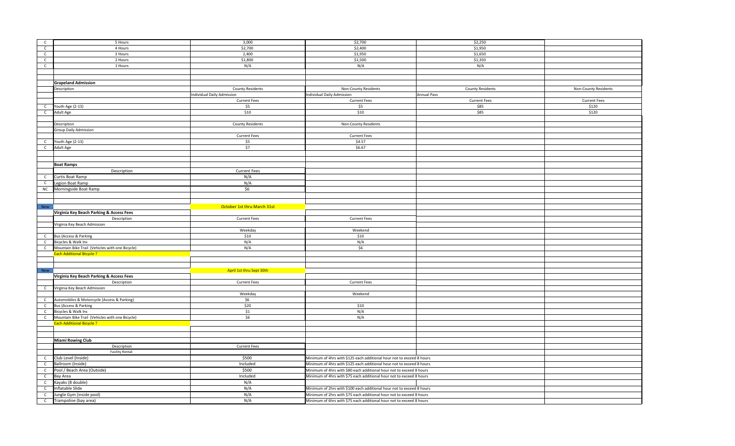| | | | | | |
|---|---|---|---|---|---|
| C | 5 Hours | 3,000 | $2,700 | $2,250 | |
| C | 4 Hours | $2,700 | $2,400 | $1,950 | |
| C | 3 Hours | 2,400 | $1,950 | $1,650 | |
| C | 2 Hours | $1,800 | $1,500 | $1,350 | |
| C | 1 Hours | N/A | N/A | N/A | |

| | **Grapeland Admission** | | | | |
|---|---|---|---|---|---|
| | Description | County Residents | Non-County Residents | County Residents | Non-County Residents |
| | | Individual Daily Admission | Individual Daily Admission | Annual Pass | |
| | | Current Fees | Current Fees | Current Fees | Current Fees |
| C | Youth Age (2-13) | $5 | $5 | $85 | $120 |
| C | Adult Age | $10 | $10 | $85 | $120 |
| | | | | | |
| | Description | County Residents | Non-County Residents | | |
| | Group Daily Admission | | | | |
| | | Current Fees | Current Fees | | |
| C | Youth Age (2-13) | $5 | $4.57 | | |
| C | Adult Age | $7 | $6.67 | | |

| | **Boat Ramps** | |
|---|---|---|
| | Description | Current Fees |
| C | Curtis Boat Ramp | N/A |
| C | Legion Boat Ramp | N/A |
| NC | Morningside Boat Ramp | $6 |

| New | | October 1st thru March 31st | |
|---|---|---|---|
| | **Virginia Key Beach Parking & Access Fees** | | |
| | Description | Current Fees | Current Fees |
| | Virginia Key Beach Admission | | |
| | | Weekday | Weekend |
| C | Bus (Access & Parking | $10 | $10 |
| C | Bicycles & Walk Ins | N/A | N/A |
| C | Mountain Bike Trail (Vehicles with one Bicycle) | N/A | $6 |
| | Each Additional Bicycle ? | | |

| New | | April 1st thru Sept 30th | |
|---|---|---|---|
| | **Virginia Key Beach Parking & Access Fees** | | |
| | Description | Current Fees | Current Fees |
| C | Virginia Key Beach Admission | | |
| | | Weekday | Weekend |
| C | Automobiles & Motorcycle (Access & Parking) | $6 | |
| C | Bus (Access & Parking | $20 | $10 |
| C | Bicycles & Walk Ins | $1 | N/A |
| C | Mountain Bike Trail (Vehicles with one Bicycle) | $6 | N/A |
| | Each Additional Bicycle ? | | |

| | **Miami Rowing Club** | | |
|---|---|---|---|
| | Description | Current Fees | |
| | Facility Rental: | | |
| C | Club Level (Inside) | $500 | Minimum of 4hrs with $125 each additional hour not to exceed 8 hours |
| C | Ballroom (Inside) | Included | Minimum of 4hrs with $125 each additional hour not to exceed 8 hours |
| C | Pool / Beach Area (Outside) | $500 | Minimum of 4hrs with $80 each additional hour not to exceed 8 hours |
| C | Bay Area | Included | Minimum of 4hrs with $75 each additional hour not to exceed 8 hours |
| C | Kayaks (8 double) | N/A | |
| C | Inflatable Slide | N/A | Minimum of 2hrs with $100 each additional hour not to exceed 8 hours |
| C | Jungle Gym (inside pool) | N/A | Minimum of 2hrs with $75 each additional hour not to exceed 8 hours |
| C | Trampoline (bay area) | N/A | Minimum of 6hrs with $75 each additional hour not to exceed 8 hours |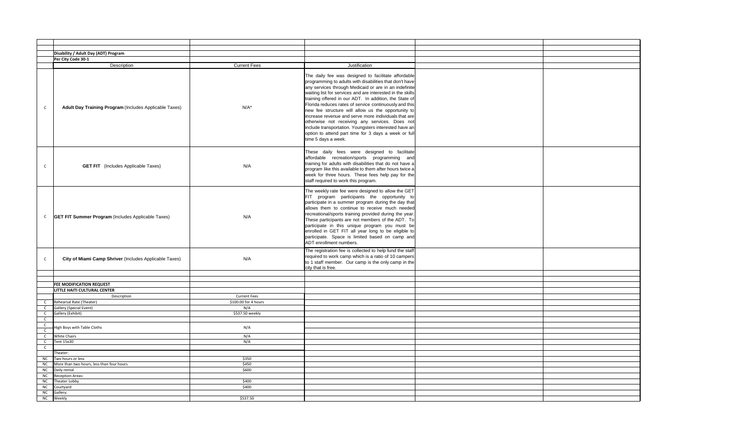| | | | | | |
|---|---|---|---|---|---|
| | **Disability / Adult Day (ADT) Program** | | | | |
| | **Per City Code 30-1** | | | | |
| | Description | Current Fees | Justification | | |
| C | **Adult Day Training Program** (Includes Applicable Taxes) | N/A* | The daily fee was designed to facilitate affordable programming to adults with disabilities that don't have any services through Medicaid or are in an indefinite waiting list for services and are interested in the skills training offered in our ADT. In addition, the State of Florida reduces rates of service continuously and this new fee structure will allow us the opportunity to increase revenue and serve more individuals that are otherwise not receiving any services. Does not include transportation. Youngsters interested have an option to attend part time for 3 days a week or full time 5 days a week. | | |
| C | **GET FIT** (Includes Applicable Taxes) | N/A | These daily fees were designed to facilitate affordable recreation/sports programming and training for adults with disabilities that do not have a program like this available to them after hours twice a week for three hours. These fees help pay for the staff required to work this program. | | |
| C | **GET FIT Summer Program** (Includes Applicable Taxes) | N/A | The weekly rate fee were designed to allow the GET FIT program participants the opportunity to participate in a summer program during the day that allows them to continue to receive much needed recreational/sports training provided during the year. These participants are not members of the ADT. To participate in this unique program you must be enrolled in GET FIT all year long to be eligible to participate. Space is limited based on camp and ADT enrollment numbers. | | |
| C | **City of Miami Camp Shriver** (Includes Applicable Taxes) | N/A | The registration fee is collected to help fund the staff required to work camp which is a ratio of 10 campers to 1 staff member. Our camp is the only camp in the city that is free. | | |
| | | | | | |
| | | | | | |
| | **FEE MODIFICATION REQUEST** | | | | |
| | **LITTLE HAITI CULTURAL CENTER** | | | | |
| | Description | Current Fees | | | |
| C | Rehearsal Rate (Theater) | $100.00 for 4 hours | | | |
| C | Gallery (Special Event) | N/A | | | |
| C | Gallery (Exhibit) | $537.50 weekly | | | |
| C | | | | | |
| C | High Boys with Table Cloths | N/A | | | |
| C | | | | | |
| C | White Chairs | N/A | | | |
| C | Tent 15x30 | N/A | | | |
| C | | | | | |
| | Theater: | | | | |
| NC | Two hours or less | $350 | | | |
| NC | More than two hours, less than four hours | $450 | | | |
| NC | Daily rental | $600 | | | |
| NC | Reception Areas: | | | | |
| NC | Theater Lobby | $400 | | | |
| NC | Courtyard | $400 | | | |
| NC | Gallery: | | | | |
| NC | Weekly | $537.50 | | | |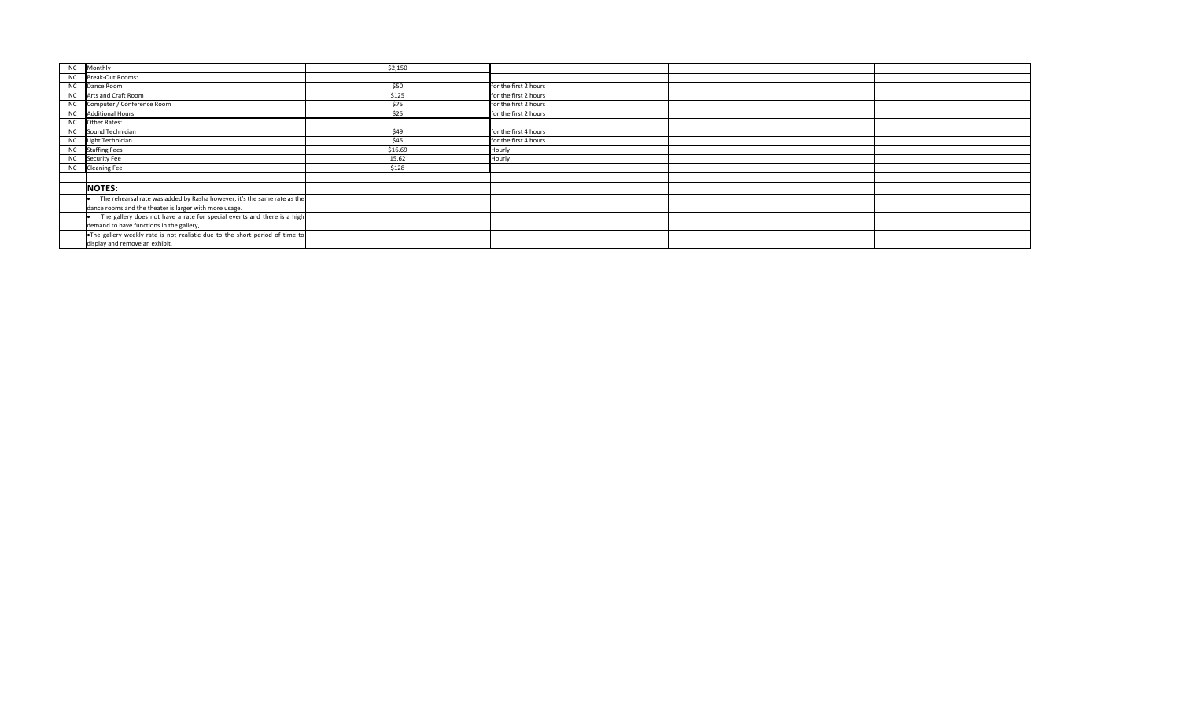| | | | | | |
|---|---|---|---|---|---|
| NC | Monthly | $2,150 | | | |
| NC | Break-Out Rooms: | | | | |
| NC | Dance Room | $50 | for the first 2 hours | | |
| NC | Arts and Craft Room | $125 | for the first 2 hours | | |
| NC | Computer / Conference Room | $75 | for the first 2 hours | | |
| NC | Additional Hours | $25 | for the first 2 hours | | |
| NC | Other Rates: | | | | |
| NC | Sound Technician | $49 | for the first 4 hours | | |
| NC | Light Technician | $45 | for the first 4 hours | | |
| NC | Staffing Fees | $16.69 | Hourly | | |
| NC | Security Fee | 15.62 | Hourly | | |
| NC | Cleaning Fee | $128 | | | |
| | | | | | |
| | **NOTES:** | | | | |
| | • The rehearsal rate was added by Rasha however, it's the same rate as the dance rooms and the theater is larger with more usage. | | | | |
| | • The gallery does not have a rate for special events and there is a high demand to have functions in the gallery. | | | | |
| | •The gallery weekly rate is not realistic due to the short period of time to display and remove an exhibit. | | | | |